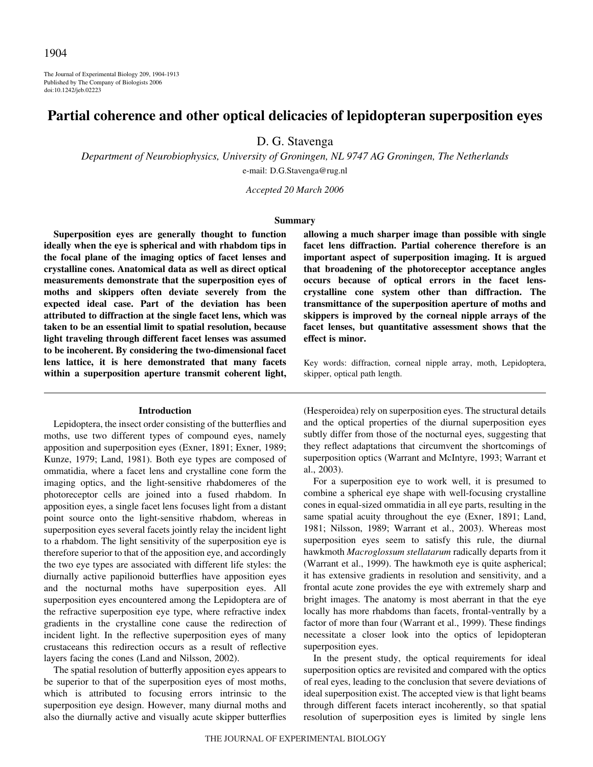# Partial coherence and other optical delicacies of lepidopteran superposition eyes

D. G. Stavenga

*Department of Neurobiophysics, University of Groningen, NL 9747 AG Groningen, The Netherlands*

e-mail: D.G.Stavenga@rug.nl

*Accepted 20 March 2006*

## Summary

**Superposition eyes are generally thought to function ideally when the eye is spherical and with rhabdom tips in the focal plane of the imaging optics of facet lenses and crystalline cones. Anatomical data as well as direct optical measurements demonstrate that the superposition eyes of moths and skippers often deviate severely from the expected ideal case. Part of the deviation has been attributed to diffraction at the single facet lens, which was taken to be an essential limit to spatial resolution, because light traveling through different facet lenses was assumed to be incoherent. By considering the two-dimensional facet lens lattice, it is here demonstrated that many facets within a superposition aperture transmit coherent light, allowing a much sharper image than possible with single facet lens diffraction. Partial coherence therefore is an important aspect of superposition imaging. It is argued that broadening of the photoreceptor acceptance angles occurs because of optical errors in the facet lens-crystalline cone system other than diffraction. The transmittance of the superposition aperture of moths and skippers is improved by the corneal nipple arrays of the facet lenses, but quantitative assessment shows that the effect is minor.**

Key words: diffraction, corneal nipple array, moth, Lepidoptera, skipper, optical path length.

## Introduction

Lepidoptera, the insect order consisting of the butterflies and moths, use two different types of compound eyes, namely apposition and superposition eyes (Exner, 1891; Exner, 1989; Kunze, 1979; Land, 1981). Both eye types are composed of ommatidia, where a facet lens and crystalline cone form the imaging optics, and the light-sensitive rhabdomeres of the photoreceptor cells are joined into a fused rhabdom. In apposition eyes, a single facet lens focuses light from a distant point source onto the light-sensitive rhabdom, whereas in superposition eyes several facets jointly relay the incident light to a rhabdom. The light sensitivity of the superposition eye is therefore superior to that of the apposition eye, and accordingly the two eye types are associated with different life styles: the diurnally active papilionoid butterflies have apposition eyes and the nocturnal moths have superposition eyes. All superposition eyes encountered among the Lepidoptera are of the refractive superposition eye type, where refractive index gradients in the crystalline cone cause the redirection of incident light. In the reflective superposition eyes of many crustaceans this redirection occurs as a result of reflective layers facing the cones (Land and Nilsson, 2002).

The spatial resolution of butterfly apposition eyes appears to be superior to that of the superposition eyes of most moths, which is attributed to focusing errors intrinsic to the superposition eye design. However, many diurnal moths and also the diurnally active and visually acute skipper butterflies (Hesperoidea) rely on superposition eyes. The structural details and the optical properties of the diurnal superposition eyes subtly differ from those of the nocturnal eyes, suggesting that they reflect adaptations that circumvent the shortcomings of superposition optics (Warrant and McIntyre, 1993; Warrant et al., 2003).

For a superposition eye to work well, it is presumed to combine a spherical eye shape with well-focusing crystalline cones in equal-sized ommatidia in all eye parts, resulting in the same spatial acuity throughout the eye (Exner, 1891; Land, 1981; Nilsson, 1989; Warrant et al., 2003). Whereas most superposition eyes seem to satisfy this rule, the diurnal hawkmoth *Macroglossum stellatarum* radically departs from it (Warrant et al., 1999). The hawkmoth eye is quite aspherical; it has extensive gradients in resolution and sensitivity, and a frontal acute zone provides the eye with extremely sharp and bright images. The anatomy is most aberrant in that the eye locally has more rhabdoms than facets, frontal-ventrally by a factor of more than four (Warrant et al., 1999). These findings necessitate a closer look into the optics of lepidopteran superposition eyes.

In the present study, the optical requirements for ideal superposition optics are revisited and compared with the optics of real eyes, leading to the conclusion that severe deviations of ideal superposition exist. The accepted view is that light beams through different facets interact incoherently, so that spatial resolution of superposition eyes is limited by single lens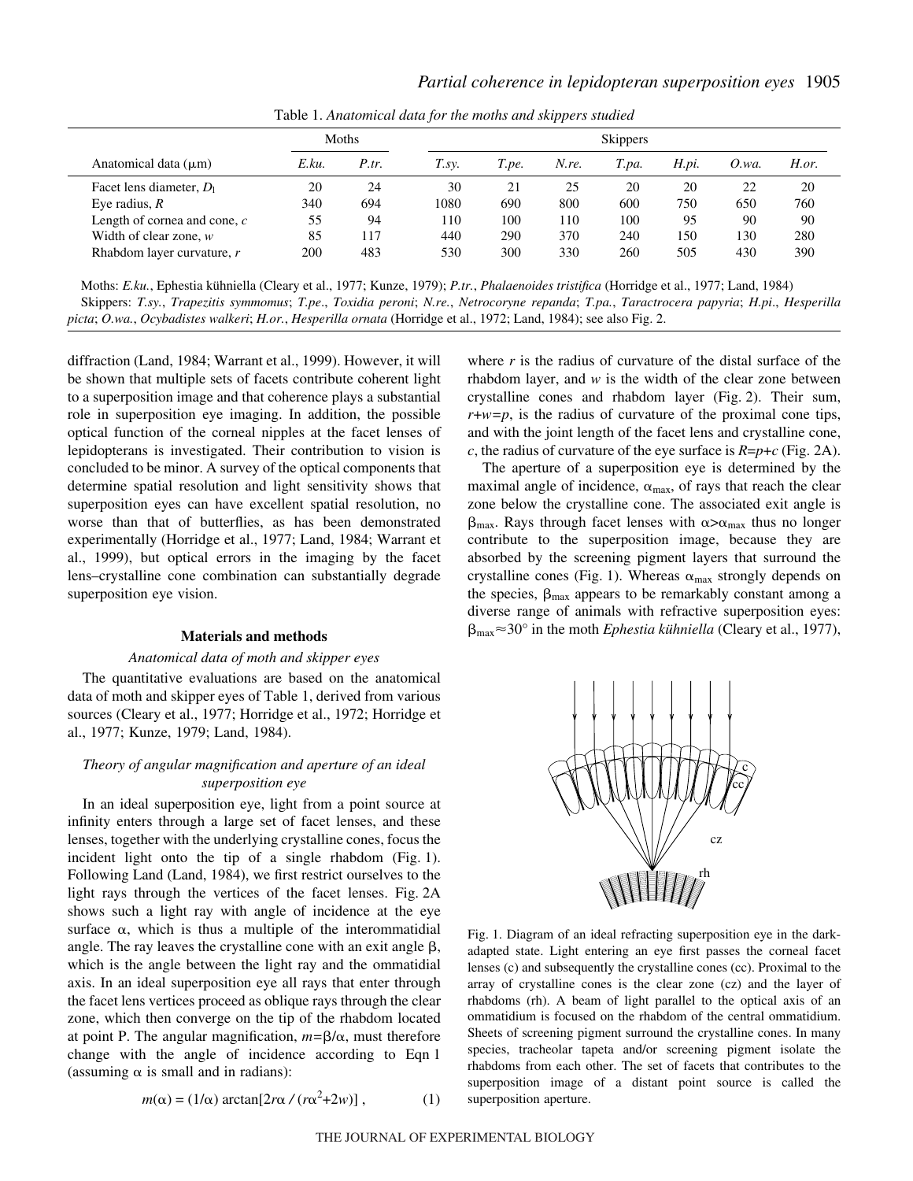Table 1. *Anatomical data for the moths and skippers studied*

| Anatomical data (μm) | Moths | | Skippers | | | | | | |
|---|---|---|---|---|---|---|---|---|---|
| | *E.ku.* | *P.tr.* | *T.sy.* | *T.pe.* | *N.re.* | *T.pa.* | *H.pi.* | *O.wa.* | *H.or.* |
| Facet lens diameter, $D_l$ | 20 | 24 | 30 | 21 | 25 | 20 | 20 | 22 | 20 |
| Eye radius, $R$ | 340 | 694 | 1080 | 690 | 800 | 600 | 750 | 650 | 760 |
| Length of cornea and cone, $c$ | 55 | 94 | 110 | 100 | 110 | 100 | 95 | 90 | 90 |
| Width of clear zone, $w$ | 85 | 117 | 440 | 290 | 370 | 240 | 150 | 130 | 280 |
| Rhabdom layer curvature, $r$ | 200 | 483 | 530 | 300 | 330 | 260 | 505 | 430 | 390 |

Moths: *E.ku.*, Ephestia kühniella (Cleary et al., 1977; Kunze, 1979); *P.tr.*, *Phalaenoides tristifica* (Horridge et al., 1977; Land, 1984)

Skippers: *T.sy.*, *Trapezitis symmomus*; *T.pe.*, *Toxidia peroni*; *N.re.*, *Netrocoryne repanda*; *T.pa.*, *Taractrocera papyria*; *H.pi.*, *Hesperilla picta*; *O.wa.*, *Ocybadistes walkeri*; *H.or.*, *Hesperilla ornata* (Horridge et al., 1972; Land, 1984); see also Fig. 2.

diffraction (Land, 1984; Warrant et al., 1999). However, it will be shown that multiple sets of facets contribute coherent light to a superposition image and that coherence plays a substantial role in superposition eye imaging. In addition, the possible optical function of the corneal nipples at the facet lenses of lepidopterans is investigated. Their contribution to vision is concluded to be minor. A survey of the optical components that determine spatial resolution and light sensitivity shows that superposition eyes can have excellent spatial resolution, no worse than that of butterflies, as has been demonstrated experimentally (Horridge et al., 1977; Land, 1984; Warrant et al., 1999), but optical errors in the imaging by the facet lens–crystalline cone combination can substantially degrade superposition eye vision.

## Materials and methods

### Anatomical data of moth and skipper eyes

The quantitative evaluations are based on the anatomical data of moth and skipper eyes of Table 1, derived from various sources (Cleary et al., 1977; Horridge et al., 1972; Horridge et al., 1977; Kunze, 1979; Land, 1984).

### Theory of angular magnification and aperture of an ideal superposition eye

In an ideal superposition eye, light from a point source at infinity enters through a large set of facet lenses, and these lenses, together with the underlying crystalline cones, focus the incident light onto the tip of a single rhabdom (Fig. 1). Following Land (Land, 1984), we first restrict ourselves to the light rays through the vertices of the facet lenses. Fig. 2A shows such a light ray with angle of incidence at the eye surface $\alpha$, which is thus a multiple of the interommatidial angle. The ray leaves the crystalline cone with an exit angle $\beta$, which is the angle between the light ray and the ommatidial axis. In an ideal superposition eye all rays that enter through the facet lens vertices proceed as oblique rays through the clear zone, which then converge on the tip of the rhabdom located at point P. The angular magnification, $m=\beta/\alpha$, must therefore change with the angle of incidence according to Eqn 1 (assuming $\alpha$ is small and in radians):

$$m(\alpha) = (1/\alpha) \arctan[2r\alpha / (r\alpha^2+2w)] \,, \qquad (1)$$

where $r$ is the radius of curvature of the distal surface of the rhabdom layer, and $w$ is the width of the clear zone between crystalline cones and rhabdom layer (Fig. 2). Their sum, $r+w=p$, is the radius of curvature of the proximal cone tips, and with the joint length of the facet lens and crystalline cone, $c$, the radius of curvature of the eye surface is $R=p+c$ (Fig. 2A).

The aperture of a superposition eye is determined by the maximal angle of incidence, $\alpha_{max}$, of rays that reach the clear zone below the crystalline cone. The associated exit angle is $\beta_{max}$. Rays through facet lenses with $\alpha>\alpha_{max}$ thus no longer contribute to the superposition image, because they are absorbed by the screening pigment layers that surround the crystalline cones (Fig. 1). Whereas $\alpha_{max}$ strongly depends on the species, $\beta_{max}$ appears to be remarkably constant among a diverse range of animals with refractive superposition eyes: $\beta_{max}\approx 30°$ in the moth *Ephestia kühniella* (Cleary et al., 1977),

Fig. 1. Diagram of an ideal refracting superposition eye in the dark-adapted state. Light entering an eye first passes the corneal facet lenses (c) and subsequently the crystalline cones (cc). Proximal to the array of crystalline cones is the clear zone (cz) and the layer of rhabdoms (rh). A beam of light parallel to the optical axis of an ommatidium is focused on the rhabdom of the central ommatidium. Sheets of screening pigment surround the crystalline cones. In many species, tracheolar tapeta and/or screening pigment isolate the rhabdoms from each other. The set of facets that contributes to the superposition image of a distant point source is called the superposition aperture.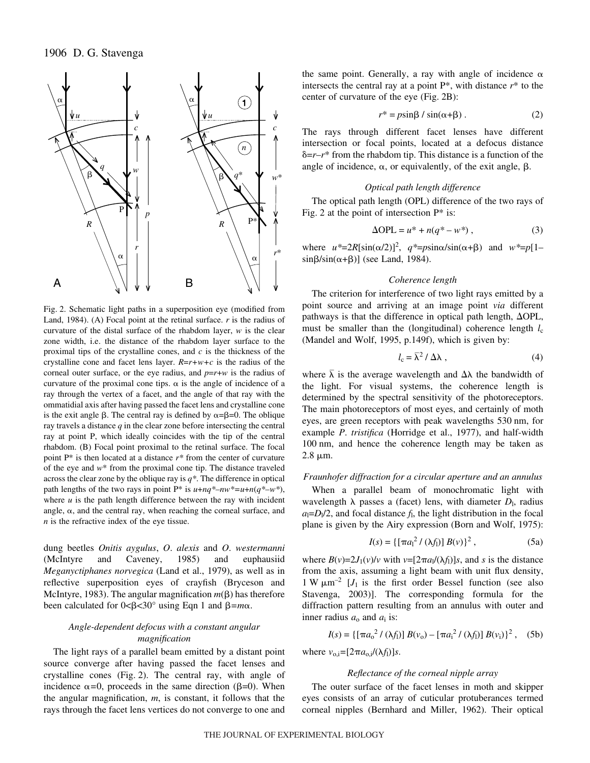Fig. 2. Schematic light paths in a superposition eye (modified from Land, 1984). (A) Focal point at the retinal surface. $r$ is the radius of curvature of the distal surface of the rhabdom layer, $w$ is the clear zone width, i.e. the distance of the rhabdom layer surface to the proximal tips of the crystalline cones, and $c$ is the thickness of the crystalline cone and facet lens layer. $R=r+w+c$ is the radius of the corneal outer surface, or the eye radius, and $p=r+w$ is the radius of curvature of the proximal cone tips. $\alpha$ is the angle of incidence of a ray through the vertex of a facet, and the angle of that ray with the ommatidial axis after having passed the facet lens and crystalline cone is the exit angle $\beta$. The central ray is defined by $\alpha=\beta=0$. The oblique ray travels a distance $q$ in the clear zone before intersecting the central ray at point P, which ideally coincides with the tip of the central rhabdom. (B) Focal point proximal to the retinal surface. The focal point P* is then located at a distance $r^*$ from the center of curvature of the eye and $w^*$ from the proximal cone tip. The distance traveled across the clear zone by the oblique ray is $q^*$. The difference in optical path lengths of the two rays in point P* is $u+nq^*-nw^*=u+n(q^*-w^*)$, where $u$ is the path length difference between the ray with incident angle, $\alpha$, and the central ray, when reaching the corneal surface, and $n$ is the refractive index of the eye tissue.

dung beetles *Onitis aygulus*, *O. alexis* and *O. westermanni* (McIntyre and Caveney, 1985) and euphausiid *Meganyctiphanes norvegica* (Land et al., 1979), as well as in reflective superposition eyes of crayfish (Bryceson and McIntyre, 1983). The angular magnification $m(\beta)$ has therefore been calculated for $0<\beta<30°$ using Eqn 1 and $\beta=m\alpha$.

### *Angle-dependent defocus with a constant angular magnification*

The light rays of a parallel beam emitted by a distant point source converge after having passed the facet lenses and crystalline cones (Fig. 2). The central ray, with angle of incidence $\alpha=0$, proceeds in the same direction ($\beta=0$). When the angular magnification, $m$, is constant, it follows that the rays through the facet lens vertices do not converge to one and the same point. Generally, a ray with angle of incidence $\alpha$ intersects the central ray at a point P*, with distance $r^*$ to the center of curvature of the eye (Fig. 2B):

$$r^* = p\sin\beta \,/\, \sin(\alpha+\beta)\,. \tag{2}$$

The rays through different facet lenses have different intersection or focal points, located at a defocus distance $\delta=r-r^*$ from the rhabdom tip. This distance is a function of the angle of incidence, $\alpha$, or equivalently, of the exit angle, $\beta$.

### *Optical path length difference*

The optical path length (OPL) difference of the two rays of Fig. 2 at the point of intersection P* is:

$$\Delta\text{OPL} = u^* + n(q^* - w^*)\,, \tag{3}$$

where $u^*=2R[\sin(\alpha/2)]^2$, $q^*=p\sin\alpha/\sin(\alpha+\beta)$ and $w^*=p[1-\sin\beta/\sin(\alpha+\beta)]$ (see Land, 1984).

### *Coherence length*

The criterion for interference of two light rays emitted by a point source and arriving at an image point *via* different pathways is that the difference in optical path length, $\Delta$OPL, must be smaller than the (longitudinal) coherence length $l_c$ (Mandel and Wolf, 1995, p.149f), which is given by:

$$l_c = \bar{\lambda}^2 \,/\, \Delta\lambda\,, \tag{4}$$

where $\bar{\lambda}$ is the average wavelength and $\Delta\lambda$ the bandwidth of the light. For visual systems, the coherence length is determined by the spectral sensitivity of the photoreceptors. The main photoreceptors of most eyes, and certainly of moth eyes, are green receptors with peak wavelengths 530 nm, for example *P. tristifica* (Horridge et al., 1977), and half-width 100 nm, and hence the coherence length may be taken as 2.8 μm.

### *Fraunhofer diffraction for a circular aperture and an annulus*

When a parallel beam of monochromatic light with wavelength $\lambda$ passes a (facet) lens, with diameter $D_l$, radius $a_l=D_l/2$, and focal distance $f_l$, the light distribution in the focal plane is given by the Airy expression (Born and Wolf, 1975):

$$I(s) = \{[\pi a_l^2 \,/\, (\lambda f_l)]\; B(v)\}^2\,, \tag{5a}$$

where $B(v)=2J_1(v)/v$ with $v=[2\pi a_l/(\lambda f_l)]s$, and $s$ is the distance from the axis, assuming a light beam with unit flux density, 1 W μm$^{-2}$ [$J_1$ is the first order Bessel function (see also Stavenga, 2003)]. The corresponding formula for the diffraction pattern resulting from an annulus with outer and inner radius $a_o$ and $a_i$ is:

$$I(s) = \{[\pi a_o^2 \,/\, (\lambda f_l)]\; B(v_o) - [\pi a_i^2 \,/\, (\lambda f_l)]\; B(v_i)\}^2\,, \tag{5b}$$

where $v_{o,i}=[2\pi a_{o,i}/(\lambda f_l)]s$.

### *Reflectance of the corneal nipple array*

The outer surface of the facet lenses in moth and skipper eyes consists of an array of cuticular protuberances termed corneal nipples (Bernhard and Miller, 1962). Their optical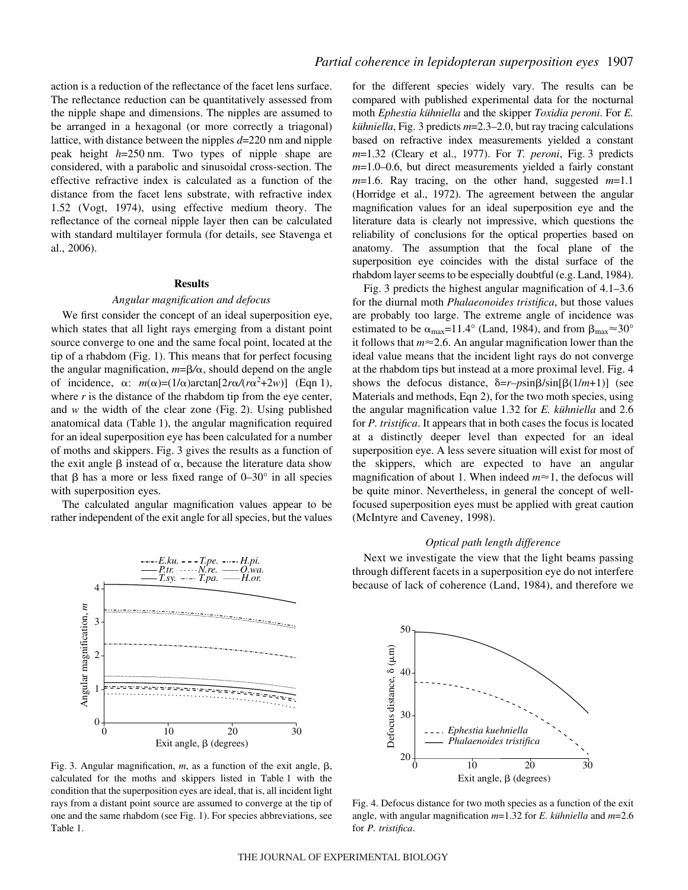action is a reduction of the reflectance of the facet lens surface. The reflectance reduction can be quantitatively assessed from the nipple shape and dimensions. The nipples are assumed to be arranged in a hexagonal (or more correctly a triagonal) lattice, with distance between the nipples $d$=220 nm and nipple peak height $h$=250 nm. Two types of nipple shape are considered, with a parabolic and sinusoidal cross-section. The effective refractive index is calculated as a function of the distance from the facet lens substrate, with refractive index 1.52 (Vogt, 1974), using effective medium theory. The reflectance of the corneal nipple layer then can be calculated with standard multilayer formula (for details, see Stavenga et al., 2006).

## Results

### Angular magnification and defocus

We first consider the concept of an ideal superposition eye, which states that all light rays emerging from a distant point source converge to one and the same focal point, located at the tip of a rhabdom (Fig. 1). This means that for perfect focusing the angular magnification, $m=\beta/\alpha$, should depend on the angle of incidence, $\alpha$: $m(\alpha)=(1/\alpha)\arctan[2r\alpha/(r\alpha^2+2w)]$ (Eqn 1), where $r$ is the distance of the rhabdom tip from the eye center, and $w$ the width of the clear zone (Fig. 2). Using published anatomical data (Table 1), the angular magnification required for an ideal superposition eye has been calculated for a number of moths and skippers. Fig. 3 gives the results as a function of the exit angle $\beta$ instead of $\alpha$, because the literature data show that $\beta$ has a more or less fixed range of 0–30° in all species with superposition eyes.

The calculated angular magnification values appear to be rather independent of the exit angle for all species, but the values for the different species widely vary. The results can be compared with published experimental data for the nocturnal moth *Ephestia kühniella* and the skipper *Toxidia peroni*. For *E. kühniella*, Fig. 3 predicts $m$=2.3–2.0, but ray tracing calculations based on refractive index measurements yielded a constant $m$=1.32 (Cleary et al., 1977). For *T. peroni*, Fig. 3 predicts $m$=1.0–0.6, but direct measurements yielded a fairly constant $m$=1.6. Ray tracing, on the other hand, suggested $m$=1.1 (Horridge et al., 1972). The agreement between the angular magnification values for an ideal superposition eye and the literature data is clearly not impressive, which questions the reliability of conclusions for the optical properties based on anatomy. The assumption that the focal plane of the superposition eye coincides with the distal surface of the rhabdom layer seems to be especially doubtful (e.g. Land, 1984).

Fig. 3 predicts the highest angular magnification of 4.1–3.6 for the diurnal moth *Phalaenoides tristifica*, but those values are probably too large. The extreme angle of incidence was estimated to be $\alpha_{max}$=11.4° (Land, 1984), and from $\beta_{max}\approx30°$ it follows that $m\approx2.6$. An angular magnification lower than the ideal value means that the incident light rays do not converge at the rhabdom tips but instead at a more proximal level. Fig. 4 shows the defocus distance, $\delta=r-p\sin\beta/\sin[\beta(1/m+1)]$ (see Materials and methods, Eqn 2), for the two moth species, using the angular magnification value 1.32 for *E. kühniella* and 2.6 for *P. tristifica*. It appears that in both cases the focus is located at a distinctly deeper level than expected for an ideal superposition eye. A less severe situation will exist for most of the skippers, which are expected to have an angular magnification of about 1. When indeed $m\approx1$, the defocus will be quite minor. Nevertheless, in general the concept of well-focused superposition eyes must be applied with great caution (McIntyre and Caveney, 1998).

Fig. 3. Angular magnification, $m$, as a function of the exit angle, $\beta$, calculated for the moths and skippers listed in Table 1 with the condition that the superposition eyes are ideal, that is, all incident light rays from a distant point source are assumed to converge at the tip of one and the same rhabdom (see Fig. 1). For species abbreviations, see Table 1.

Fig. 4. Defocus distance for two moth species as a function of the exit angle, with angular magnification $m$=1.32 for *E. kühniella* and $m$=2.6 for *P. tristifica*.

### Optical path length difference

Next we investigate the view that the light beams passing through different facets in a superposition eye do not interfere because of lack of coherence (Land, 1984), and therefore we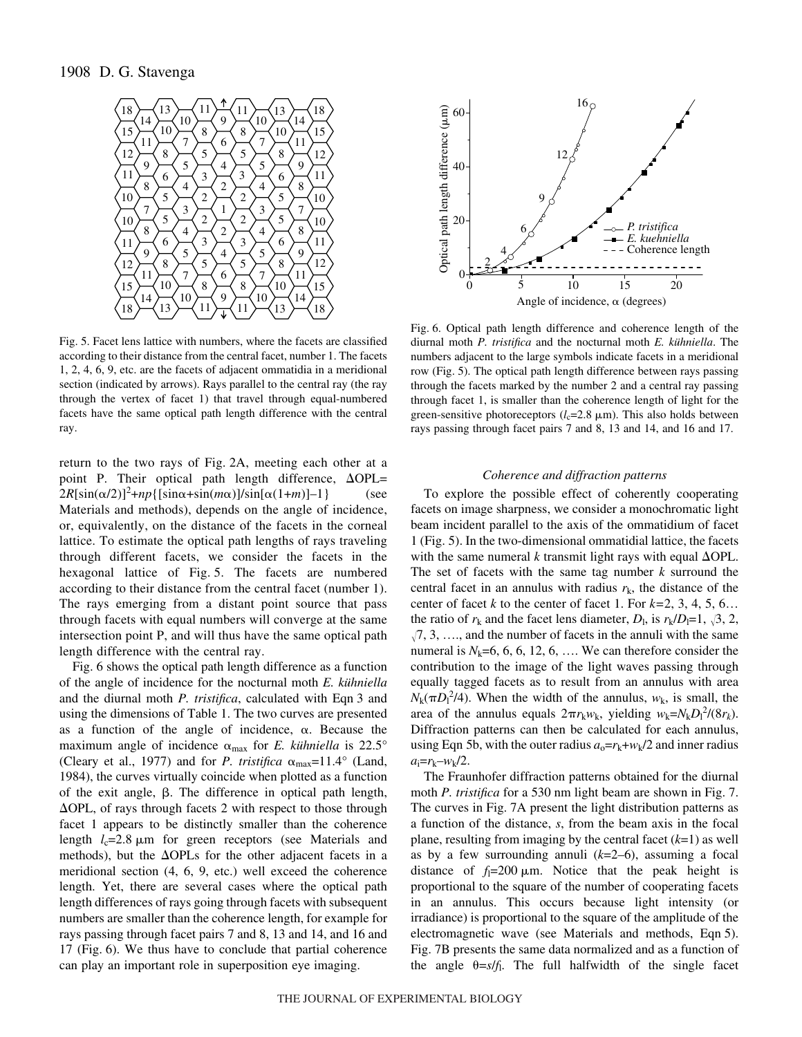Fig. 5. Facet lens lattice with numbers, where the facets are classified according to their distance from the central facet, number 1. The facets 1, 2, 4, 6, 9, etc. are the facets of adjacent ommatidia in a meridional section (indicated by arrows). Rays parallel to the central ray (the ray through the vertex of facet 1) that travel through equal-numbered facets have the same optical path length difference with the central ray.

Fig. 6. Optical path length difference and coherence length of the diurnal moth *P. tristifica* and the nocturnal moth *E. kühniella*. The numbers adjacent to the large symbols indicate facets in a meridional row (Fig. 5). The optical path length difference between rays passing through the facets marked by the number 2 and a central ray passing through facet 1, is smaller than the coherence length of light for the green-sensitive photoreceptors ($l_c$=2.8 μm). This also holds between rays passing through facet pairs 7 and 8, 13 and 14, and 16 and 17.

return to the two rays of Fig. 2A, meeting each other at a point P. Their optical path length difference, $\Delta OPL = 2R[\sin(\alpha/2)]^2 + np\{[\sin\alpha + \sin(m\alpha)]/\sin[\alpha(1+m)] - 1\}$ (see Materials and methods), depends on the angle of incidence, or, equivalently, on the distance of the facets in the corneal lattice. To estimate the optical path lengths of rays traveling through different facets, we consider the facets in the hexagonal lattice of Fig. 5. The facets are numbered according to their distance from the central facet (number 1). The rays emerging from a distant point source that pass through facets with equal numbers will converge at the same intersection point P, and will thus have the same optical path length difference with the central ray.

Fig. 6 shows the optical path length difference as a function of the angle of incidence for the nocturnal moth *E. kühniella* and the diurnal moth *P. tristifica*, calculated with Eqn 3 and using the dimensions of Table 1. The two curves are presented as a function of the angle of incidence, α. Because the maximum angle of incidence $\alpha_{max}$ for *E. kühniella* is 22.5° (Cleary et al., 1977) and for *P. tristifica* $\alpha_{max}$=11.4° (Land, 1984), the curves virtually coincide when plotted as a function of the exit angle, β. The difference in optical path length, ΔOPL, of rays through facets 2 with respect to those through facet 1 appears to be distinctly smaller than the coherence length $l_c$=2.8 μm for green receptors (see Materials and methods), but the ΔOPLs for the other adjacent facets in a meridional section (4, 6, 9, etc.) well exceed the coherence length. Yet, there are several cases where the optical path length differences of rays going through facets with subsequent numbers are smaller than the coherence length, for example for rays passing through facet pairs 7 and 8, 13 and 14, and 16 and 17 (Fig. 6). We thus have to conclude that partial coherence can play an important role in superposition eye imaging.

### *Coherence and diffraction patterns*

To explore the possible effect of coherently cooperating facets on image sharpness, we consider a monochromatic light beam incident parallel to the axis of the ommatidium of facet 1 (Fig. 5). In the two-dimensional ommatidial lattice, the facets with the same numeral *k* transmit light rays with equal ΔOPL. The set of facets with the same tag number *k* surround the central facet in an annulus with radius $r_k$, the distance of the center of facet *k* to the center of facet 1. For *k*=2, 3, 4, 5, 6… the ratio of $r_k$ and the facet lens diameter, $D_l$, is $r_k/D_l$=1, $\sqrt{3}$, 2, $\sqrt{7}$, 3, …., and the number of facets in the annuli with the same numeral is $N_k$=6, 6, 6, 12, 6, …. We can therefore consider the contribution to the image of the light waves passing through equally tagged facets as to result from an annulus with area $N_k(\pi D_l^2/4)$. When the width of the annulus, $w_k$, is small, the area of the annulus equals $2\pi r_k w_k$, yielding $w_k = N_k D_l^2/(8r_k)$. Diffraction patterns can then be calculated for each annulus, using Eqn 5b, with the outer radius $a_o = r_k + w_k/2$ and inner radius $a_i = r_k - w_k/2$.

The Fraunhofer diffraction patterns obtained for the diurnal moth *P. tristifica* for a 530 nm light beam are shown in Fig. 7. The curves in Fig. 7A present the light distribution patterns as a function of the distance, *s*, from the beam axis in the focal plane, resulting from imaging by the central facet (*k*=1) as well as by a few surrounding annuli (*k*=2–6), assuming a focal distance of $f_l$=200 μm. Notice that the peak height is proportional to the square of the number of cooperating facets in an annulus. This occurs because light intensity (or irradiance) is proportional to the square of the amplitude of the electromagnetic wave (see Materials and methods, Eqn 5). Fig. 7B presents the same data normalized and as a function of the angle $\theta = s/f_l$. The full halfwidth of the single facet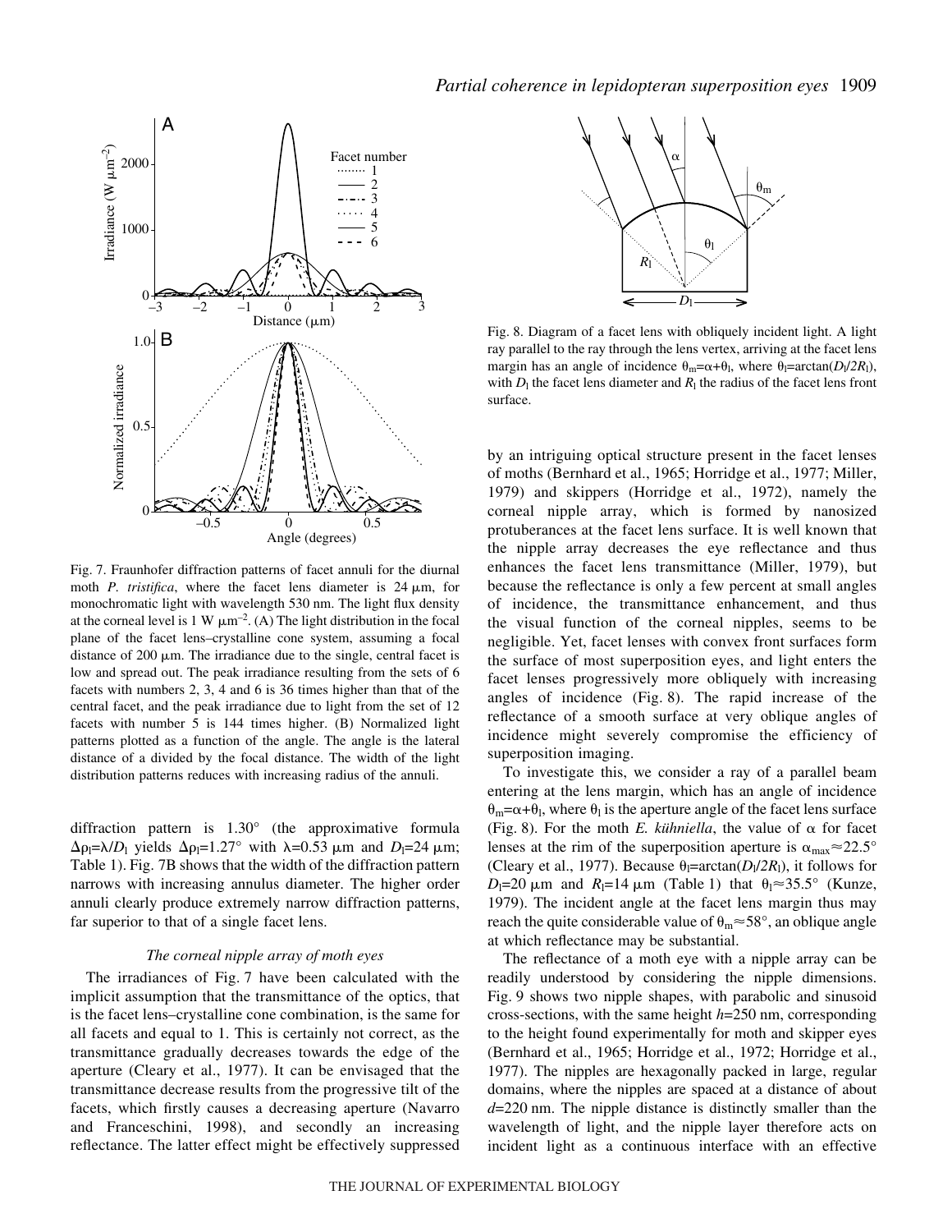Fig. 7. Fraunhofer diffraction patterns of facet annuli for the diurnal moth *P. tristifica*, where the facet lens diameter is 24 μm, for monochromatic light with wavelength 530 nm. The light flux density at the corneal level is 1 W μm$^{-2}$. (A) The light distribution in the focal plane of the facet lens–crystalline cone system, assuming a focal distance of 200 μm. The irradiance due to the single, central facet is low and spread out. The peak irradiance resulting from the sets of 6 facets with numbers 2, 3, 4 and 6 is 36 times higher than that of the central facet, and the peak irradiance due to light from the set of 12 facets with number 5 is 144 times higher. (B) Normalized light patterns plotted as a function of the angle. The angle is the lateral distance of a divided by the focal distance. The width of the light distribution patterns reduces with increasing radius of the annuli.

diffraction pattern is 1.30° (the approximative formula $\Delta\rho_l=\lambda/D_l$ yields $\Delta\rho_l=1.27°$ with $\lambda=0.53$ μm and $D_l=24$ μm; Table 1). Fig. 7B shows that the width of the diffraction pattern narrows with increasing annulus diameter. The higher order annuli clearly produce extremely narrow diffraction patterns, far superior to that of a single facet lens.

### *The corneal nipple array of moth eyes*

The irradiances of Fig. 7 have been calculated with the implicit assumption that the transmittance of the optics, that is the facet lens–crystalline cone combination, is the same for all facets and equal to 1. This is certainly not correct, as the transmittance gradually decreases towards the edge of the aperture (Cleary et al., 1977). It can be envisaged that the transmittance decrease results from the progressive tilt of the facets, which firstly causes a decreasing aperture (Navarro and Franceschini, 1998), and secondly an increasing reflectance. The latter effect might be effectively suppressed by an intriguing optical structure present in the facet lenses of moths (Bernhard et al., 1965; Horridge et al., 1977; Miller, 1979) and skippers (Horridge et al., 1972), namely the corneal nipple array, which is formed by nanosized protuberances at the facet lens surface. It is well known that the nipple array decreases the eye reflectance and thus enhances the facet lens transmittance (Miller, 1979), but because the reflectance is only a few percent at small angles of incidence, the transmittance enhancement, and thus the visual function of the corneal nipples, seems to be negligible. Yet, facet lenses with convex front surfaces form the surface of most superposition eyes, and light enters the facet lenses progressively more obliquely with increasing angles of incidence (Fig. 8). The rapid increase of the reflectance of a smooth surface at very oblique angles of incidence might severely compromise the efficiency of superposition imaging.

Fig. 8. Diagram of a facet lens with obliquely incident light. A light ray parallel to the ray through the lens vertex, arriving at the facet lens margin has an angle of incidence $\theta_m=\alpha+\theta_l$, where $\theta_l=\arctan(D_l/2R_l)$, with $D_l$ the facet lens diameter and $R_l$ the radius of the facet lens front surface.

To investigate this, we consider a ray of a parallel beam entering at the lens margin, which has an angle of incidence $\theta_m=\alpha+\theta_l$, where $\theta_l$ is the aperture angle of the facet lens surface (Fig. 8). For the moth *E. kühniella*, the value of $\alpha$ for facet lenses at the rim of the superposition aperture is $\alpha_{max}\approx22.5°$ (Cleary et al., 1977). Because $\theta_l=\arctan(D_l/2R_l)$, it follows for $D_l=20$ μm and $R_l=14$ μm (Table 1) that $\theta_l\approx35.5°$ (Kunze, 1979). The incident angle at the facet lens margin thus may reach the quite considerable value of $\theta_m\approx58°$, an oblique angle at which reflectance may be substantial.

The reflectance of a moth eye with a nipple array can be readily understood by considering the nipple dimensions. Fig. 9 shows two nipple shapes, with parabolic and sinusoid cross-sections, with the same height $h=250$ nm, corresponding to the height found experimentally for moth and skipper eyes (Bernhard et al., 1965; Horridge et al., 1972; Horridge et al., 1977). The nipples are hexagonally packed in large, regular domains, where the nipples are spaced at a distance of about $d=220$ nm. The nipple distance is distinctly smaller than the wavelength of light, and the nipple layer therefore acts on incident light as a continuous interface with an effective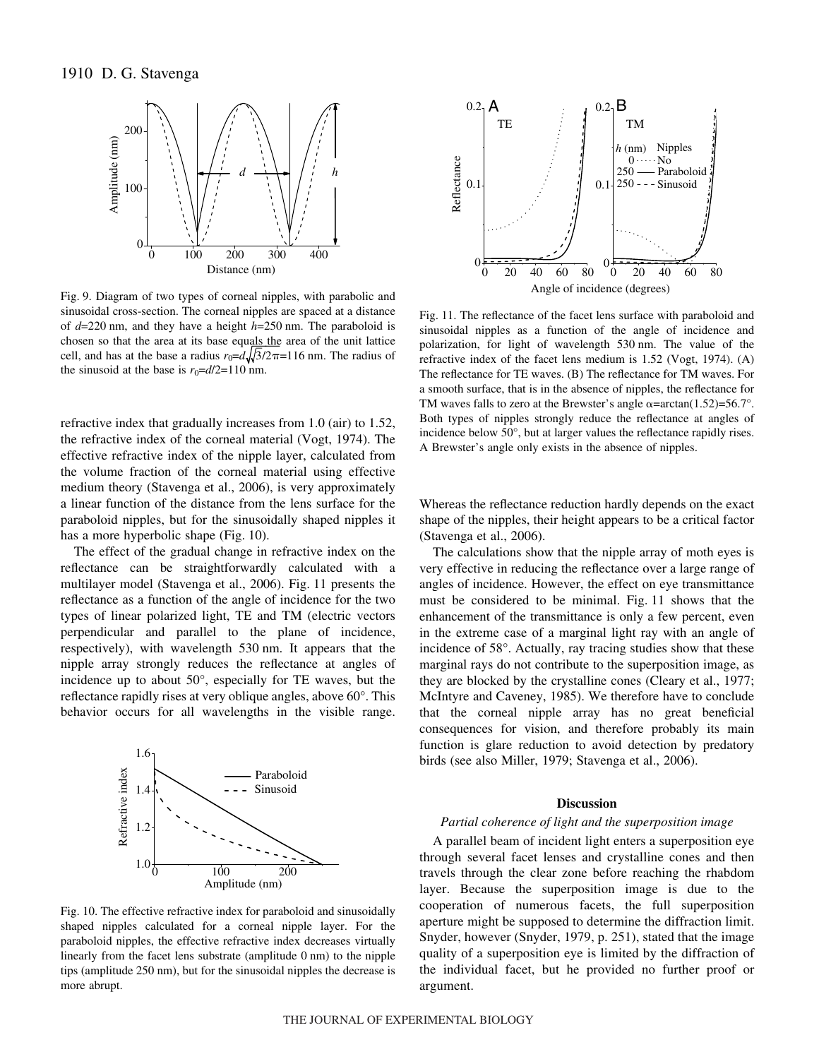Fig. 9. Diagram of two types of corneal nipples, with parabolic and sinusoidal cross-section. The corneal nipples are spaced at a distance of $d$=220 nm, and they have a height $h$=250 nm. The paraboloid is chosen so that the area at its base equals the area of the unit lattice cell, and has at the base a radius $r_0=d\sqrt{\sqrt{3}/2\pi}$=116 nm. The radius of the sinusoid at the base is $r_0=d/2$=110 nm.

refractive index that gradually increases from 1.0 (air) to 1.52, the refractive index of the corneal material (Vogt, 1974). The effective refractive index of the nipple layer, calculated from the volume fraction of the corneal material using effective medium theory (Stavenga et al., 2006), is very approximately a linear function of the distance from the lens surface for the paraboloid nipples, but for the sinusoidally shaped nipples it has a more hyperbolic shape (Fig. 10).

The effect of the gradual change in refractive index on the reflectance can be straightforwardly calculated with a multilayer model (Stavenga et al., 2006). Fig. 11 presents the reflectance as a function of the angle of incidence for the two types of linear polarized light, TE and TM (electric vectors perpendicular and parallel to the plane of incidence, respectively), with wavelength 530 nm. It appears that the nipple array strongly reduces the reflectance at angles of incidence up to about 50°, especially for TE waves, but the reflectance rapidly rises at very oblique angles, above 60°. This behavior occurs for all wavelengths in the visible range.

Fig. 10. The effective refractive index for paraboloid and sinusoidally shaped nipples calculated for a corneal nipple layer. For the paraboloid nipples, the effective refractive index decreases virtually linearly from the facet lens substrate (amplitude 0 nm) to the nipple tips (amplitude 250 nm), but for the sinusoidal nipples the decrease is more abrupt.

Fig. 11. The reflectance of the facet lens surface with paraboloid and sinusoidal nipples as a function of the angle of incidence and polarization, for light of wavelength 530 nm. The value of the refractive index of the facet lens medium is 1.52 (Vogt, 1974). (A) The reflectance for TE waves. (B) The reflectance for TM waves. For a smooth surface, that is in the absence of nipples, the reflectance for TM waves falls to zero at the Brewster's angle $\alpha$=arctan(1.52)=56.7°. Both types of nipples strongly reduce the reflectance at angles of incidence below 50°, but at larger values the reflectance rapidly rises. A Brewster's angle only exists in the absence of nipples.

Whereas the reflectance reduction hardly depends on the exact shape of the nipples, their height appears to be a critical factor (Stavenga et al., 2006).

The calculations show that the nipple array of moth eyes is very effective in reducing the reflectance over a large range of angles of incidence. However, the effect on eye transmittance must be considered to be minimal. Fig. 11 shows that the enhancement of the transmittance is only a few percent, even in the extreme case of a marginal light ray with an angle of incidence of 58°. Actually, ray tracing studies show that these marginal rays do not contribute to the superposition image, as they are blocked by the crystalline cones (Cleary et al., 1977; McIntyre and Caveney, 1985). We therefore have to conclude that the corneal nipple array has no great beneficial consequences for vision, and therefore probably its main function is glare reduction to avoid detection by predatory birds (see also Miller, 1979; Stavenga et al., 2006).

## Discussion

### *Partial coherence of light and the superposition image*

A parallel beam of incident light enters a superposition eye through several facet lenses and crystalline cones and then travels through the clear zone before reaching the rhabdom layer. Because the superposition image is due to the cooperation of numerous facets, the full superposition aperture might be supposed to determine the diffraction limit. Snyder, however (Snyder, 1979, p. 251), stated that the image quality of a superposition eye is limited by the diffraction of the individual facet, but he provided no further proof or argument.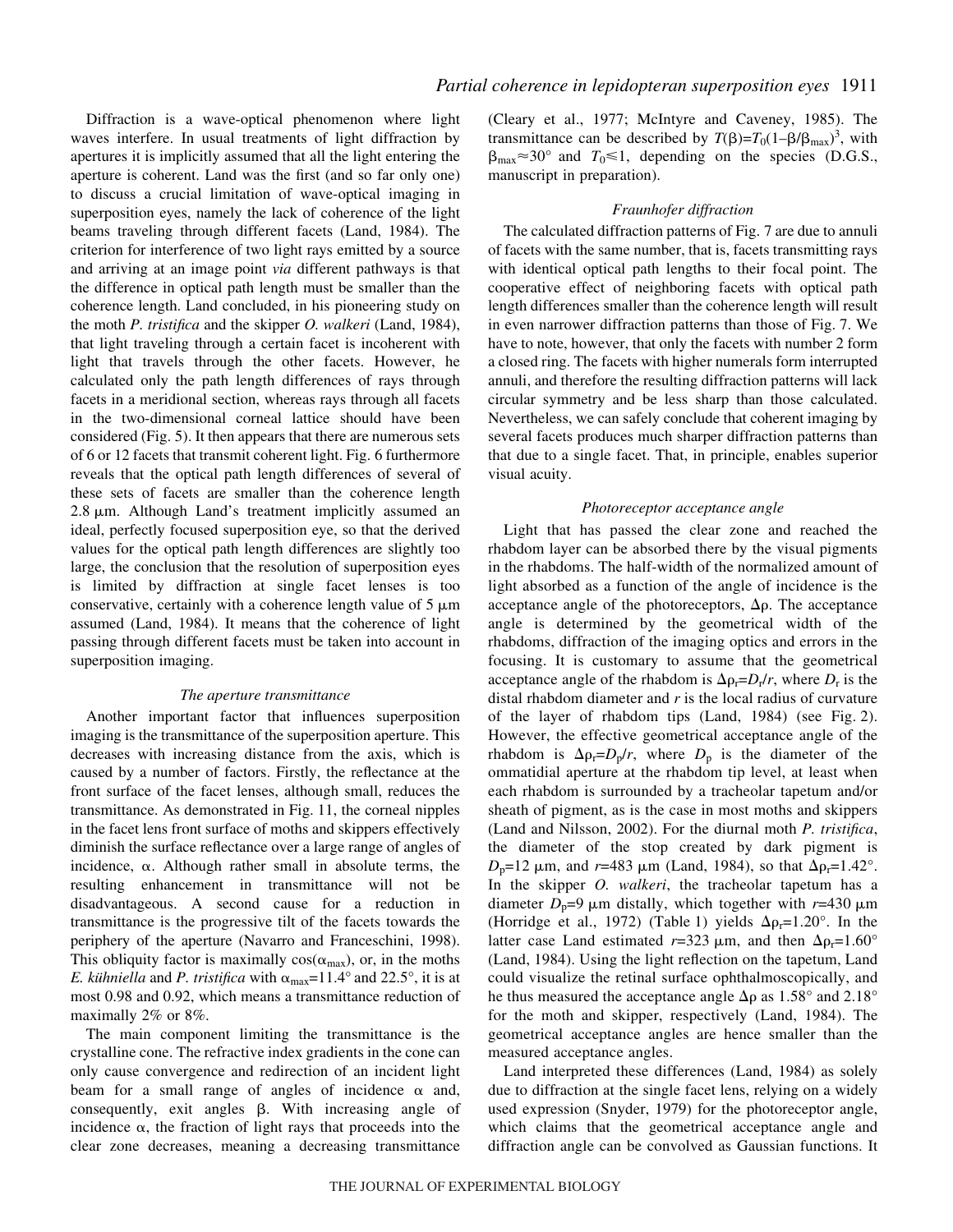Diffraction is a wave-optical phenomenon where light waves interfere. In usual treatments of light diffraction by apertures it is implicitly assumed that all the light entering the aperture is coherent. Land was the first (and so far only one) to discuss a crucial limitation of wave-optical imaging in superposition eyes, namely the lack of coherence of the light beams traveling through different facets (Land, 1984). The criterion for interference of two light rays emitted by a source and arriving at an image point *via* different pathways is that the difference in optical path length must be smaller than the coherence length. Land concluded, in his pioneering study on the moth *P. tristifica* and the skipper *O. walkeri* (Land, 1984), that light traveling through a certain facet is incoherent with light that travels through the other facets. However, he calculated only the path length differences of rays through facets in a meridional section, whereas rays through all facets in the two-dimensional corneal lattice should have been considered (Fig. 5). It then appears that there are numerous sets of 6 or 12 facets that transmit coherent light. Fig. 6 furthermore reveals that the optical path length differences of several of these sets of facets are smaller than the coherence length 2.8 μm. Although Land's treatment implicitly assumed an ideal, perfectly focused superposition eye, so that the derived values for the optical path length differences are slightly too large, the conclusion that the resolution of superposition eyes is limited by diffraction at single facet lenses is too conservative, certainly with a coherence length value of 5 μm assumed (Land, 1984). It means that the coherence of light passing through different facets must be taken into account in superposition imaging.

### *The aperture transmittance*

Another important factor that influences superposition imaging is the transmittance of the superposition aperture. This decreases with increasing distance from the axis, which is caused by a number of factors. Firstly, the reflectance at the front surface of the facet lenses, although small, reduces the transmittance. As demonstrated in Fig. 11, the corneal nipples in the facet lens front surface of moths and skippers effectively diminish the surface reflectance over a large range of angles of incidence, $\alpha$. Although rather small in absolute terms, the resulting enhancement in transmittance will not be disadvantageous. A second cause for a reduction in transmittance is the progressive tilt of the facets towards the periphery of the aperture (Navarro and Franceschini, 1998). This obliquity factor is maximally $\cos(\alpha_{max})$, or, in the moths *E. kühniella* and *P. tristifica* with $\alpha_{max}$=11.4° and 22.5°, it is at most 0.98 and 0.92, which means a transmittance reduction of maximally 2% or 8%.

The main component limiting the transmittance is the crystalline cone. The refractive index gradients in the cone can only cause convergence and redirection of an incident light beam for a small range of angles of incidence $\alpha$ and, consequently, exit angles $\beta$. With increasing angle of incidence $\alpha$, the fraction of light rays that proceeds into the clear zone decreases, meaning a decreasing transmittance (Cleary et al., 1977; McIntyre and Caveney, 1985). The transmittance can be described by $T(\beta)=T_0(1-\beta/\beta_{max})^3$, with $\beta_{max}\approx30°$ and $T_0\leq1$, depending on the species (D.G.S., manuscript in preparation).

### *Fraunhofer diffraction*

The calculated diffraction patterns of Fig. 7 are due to annuli of facets with the same number, that is, facets transmitting rays with identical optical path lengths to their focal point. The cooperative effect of neighboring facets with optical path length differences smaller than the coherence length will result in even narrower diffraction patterns than those of Fig. 7. We have to note, however, that only the facets with number 2 form a closed ring. The facets with higher numerals form interrupted annuli, and therefore the resulting diffraction patterns will lack circular symmetry and be less sharp than those calculated. Nevertheless, we can safely conclude that coherent imaging by several facets produces much sharper diffraction patterns than that due to a single facet. That, in principle, enables superior visual acuity.

### *Photoreceptor acceptance angle*

Light that has passed the clear zone and reached the rhabdom layer can be absorbed there by the visual pigments in the rhabdoms. The half-width of the normalized amount of light absorbed as a function of the angle of incidence is the acceptance angle of the photoreceptors, $\Delta\rho$. The acceptance angle is determined by the geometrical width of the rhabdoms, diffraction of the imaging optics and errors in the focusing. It is customary to assume that the geometrical acceptance angle of the rhabdom is $\Delta\rho_r=D_r/r$, where $D_r$ is the distal rhabdom diameter and $r$ is the local radius of curvature of the layer of rhabdom tips (Land, 1984) (see Fig. 2). However, the effective geometrical acceptance angle of the rhabdom is $\Delta\rho_r=D_p/r$, where $D_p$ is the diameter of the ommatidial aperture at the rhabdom tip level, at least when each rhabdom is surrounded by a tracheolar tapetum and/or sheath of pigment, as is the case in most moths and skippers (Land and Nilsson, 2002). For the diurnal moth *P. tristifica*, the diameter of the stop created by dark pigment is $D_p$=12 μm, and $r$=483 μm (Land, 1984), so that $\Delta\rho_r$=1.42°. In the skipper *O. walkeri*, the tracheolar tapetum has a diameter $D_p$=9 μm distally, which together with $r$=430 μm (Horridge et al., 1972) (Table 1) yields $\Delta\rho_r$=1.20°. In the latter case Land estimated $r$=323 μm, and then $\Delta\rho_r$=1.60° (Land, 1984). Using the light reflection on the tapetum, Land could visualize the retinal surface ophthalmoscopically, and he thus measured the acceptance angle $\Delta\rho$ as 1.58° and 2.18° for the moth and skipper, respectively (Land, 1984). The geometrical acceptance angles are hence smaller than the measured acceptance angles.

Land interpreted these differences (Land, 1984) as solely due to diffraction at the single facet lens, relying on a widely used expression (Snyder, 1979) for the photoreceptor angle, which claims that the geometrical acceptance angle and diffraction angle can be convolved as Gaussian functions. It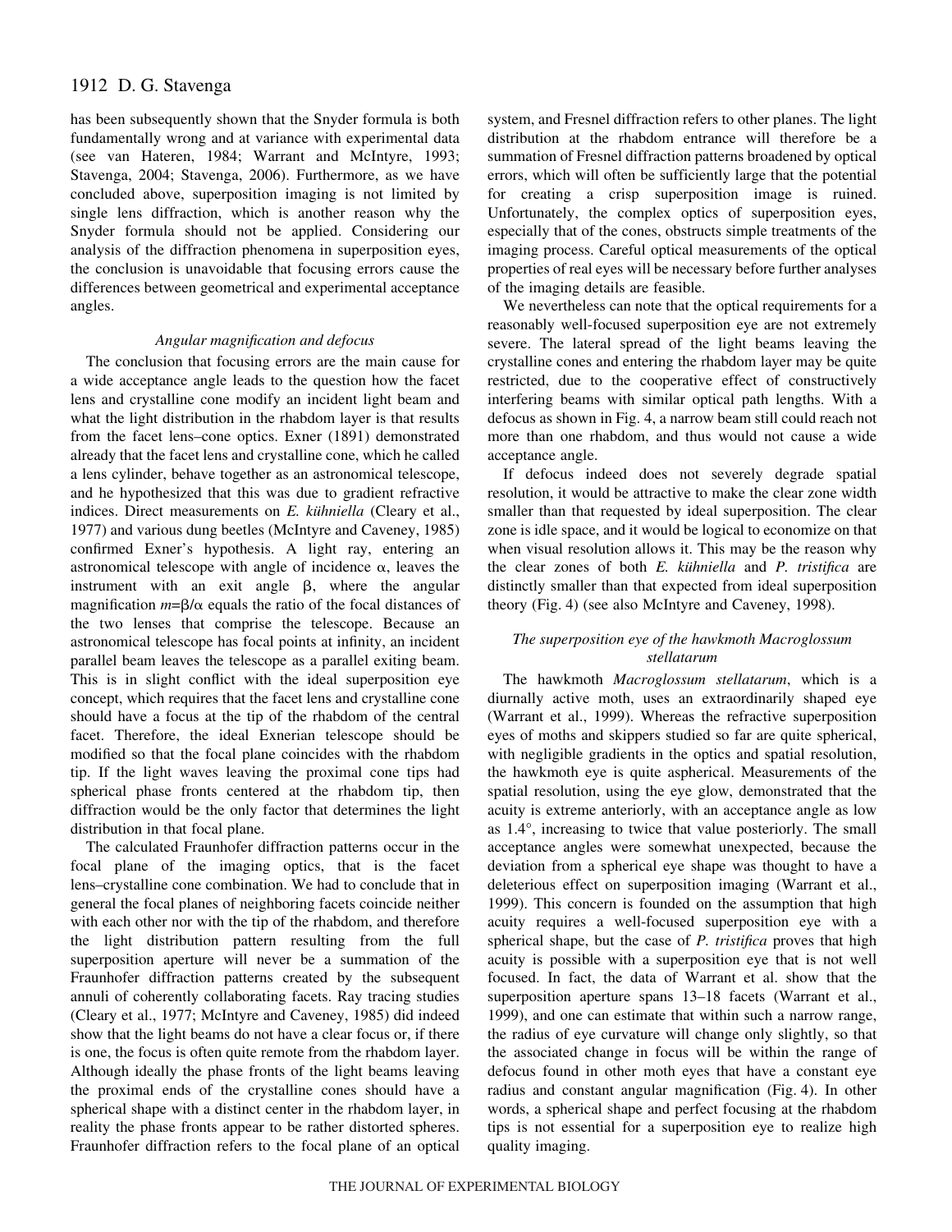has been subsequently shown that the Snyder formula is both fundamentally wrong and at variance with experimental data (see van Hateren, 1984; Warrant and McIntyre, 1993; Stavenga, 2004; Stavenga, 2006). Furthermore, as we have concluded above, superposition imaging is not limited by single lens diffraction, which is another reason why the Snyder formula should not be applied. Considering our analysis of the diffraction phenomena in superposition eyes, the conclusion is unavoidable that focusing errors cause the differences between geometrical and experimental acceptance angles.

### *Angular magnification and defocus*

The conclusion that focusing errors are the main cause for a wide acceptance angle leads to the question how the facet lens and crystalline cone modify an incident light beam and what the light distribution in the rhabdom layer is that results from the facet lens–cone optics. Exner (1891) demonstrated already that the facet lens and crystalline cone, which he called a lens cylinder, behave together as an astronomical telescope, and he hypothesized that this was due to gradient refractive indices. Direct measurements on *E. kühniella* (Cleary et al., 1977) and various dung beetles (McIntyre and Caveney, 1985) confirmed Exner's hypothesis. A light ray, entering an astronomical telescope with angle of incidence $\alpha$, leaves the instrument with an exit angle $\beta$, where the angular magnification $m=\beta/\alpha$ equals the ratio of the focal distances of the two lenses that comprise the telescope. Because an astronomical telescope has focal points at infinity, an incident parallel beam leaves the telescope as a parallel exiting beam. This is in slight conflict with the ideal superposition eye concept, which requires that the facet lens and crystalline cone should have a focus at the tip of the rhabdom of the central facet. Therefore, the ideal Exnerian telescope should be modified so that the focal plane coincides with the rhabdom tip. If the light waves leaving the proximal cone tips had spherical phase fronts centered at the rhabdom tip, then diffraction would be the only factor that determines the light distribution in that focal plane.

The calculated Fraunhofer diffraction patterns occur in the focal plane of the imaging optics, that is the facet lens–crystalline cone combination. We had to conclude that in general the focal planes of neighboring facets coincide neither with each other nor with the tip of the rhabdom, and therefore the light distribution pattern resulting from the full superposition aperture will never be a summation of the Fraunhofer diffraction patterns created by the subsequent annuli of coherently collaborating facets. Ray tracing studies (Cleary et al., 1977; McIntyre and Caveney, 1985) did indeed show that the light beams do not have a clear focus or, if there is one, the focus is often quite remote from the rhabdom layer. Although ideally the phase fronts of the light beams leaving the proximal ends of the crystalline cones should have a spherical shape with a distinct center in the rhabdom layer, in reality the phase fronts appear to be rather distorted spheres. Fraunhofer diffraction refers to the focal plane of an optical system, and Fresnel diffraction refers to other planes. The light distribution at the rhabdom entrance will therefore be a summation of Fresnel diffraction patterns broadened by optical errors, which will often be sufficiently large that the potential for creating a crisp superposition image is ruined. Unfortunately, the complex optics of superposition eyes, especially that of the cones, obstructs simple treatments of the imaging process. Careful optical measurements of the optical properties of real eyes will be necessary before further analyses of the imaging details are feasible.

We nevertheless can note that the optical requirements for a reasonably well-focused superposition eye are not extremely severe. The lateral spread of the light beams leaving the crystalline cones and entering the rhabdom layer may be quite restricted, due to the cooperative effect of constructively interfering beams with similar optical path lengths. With a defocus as shown in Fig. 4, a narrow beam still could reach not more than one rhabdom, and thus would not cause a wide acceptance angle.

If defocus indeed does not severely degrade spatial resolution, it would be attractive to make the clear zone width smaller than that requested by ideal superposition. The clear zone is idle space, and it would be logical to economize on that when visual resolution allows it. This may be the reason why the clear zones of both *E. kühniella* and *P. tristifica* are distinctly smaller than that expected from ideal superposition theory (Fig. 4) (see also McIntyre and Caveney, 1998).

### *The superposition eye of the hawkmoth Macroglossum stellatarum*

The hawkmoth *Macroglossum stellatarum*, which is a diurnally active moth, uses an extraordinarily shaped eye (Warrant et al., 1999). Whereas the refractive superposition eyes of moths and skippers studied so far are quite spherical, with negligible gradients in the optics and spatial resolution, the hawkmoth eye is quite aspherical. Measurements of the spatial resolution, using the eye glow, demonstrated that the acuity is extreme anteriorly, with an acceptance angle as low as 1.4°, increasing to twice that value posteriorly. The small acceptance angles were somewhat unexpected, because the deviation from a spherical eye shape was thought to have a deleterious effect on superposition imaging (Warrant et al., 1999). This concern is founded on the assumption that high acuity requires a well-focused superposition eye with a spherical shape, but the case of *P. tristifica* proves that high acuity is possible with a superposition eye that is not well focused. In fact, the data of Warrant et al. show that the superposition aperture spans 13–18 facets (Warrant et al., 1999), and one can estimate that within such a narrow range, the radius of eye curvature will change only slightly, so that the associated change in focus will be within the range of defocus found in other moth eyes that have a constant eye radius and constant angular magnification (Fig. 4). In other words, a spherical shape and perfect focusing at the rhabdom tips is not essential for a superposition eye to realize high quality imaging.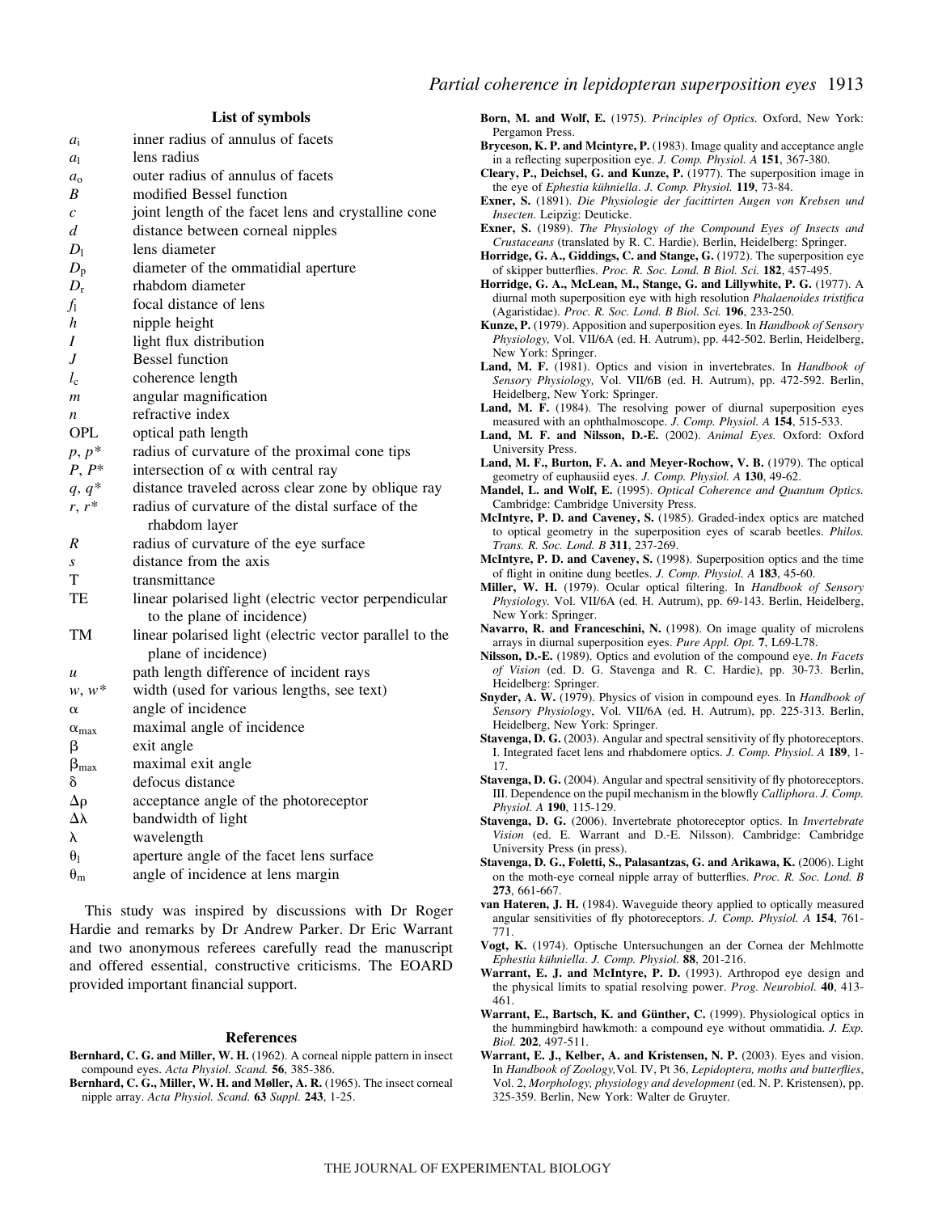## List of symbols

| | |
|---|---|
| $a_i$ | inner radius of annulus of facets |
| $a_l$ | lens radius |
| $a_o$ | outer radius of annulus of facets |
| $B$ | modified Bessel function |
| $c$ | joint length of the facet lens and crystalline cone |
| $d$ | distance between corneal nipples |
| $D_l$ | lens diameter |
| $D_p$ | diameter of the ommatidial aperture |
| $D_r$ | rhabdom diameter |
| $f_l$ | focal distance of lens |
| $h$ | nipple height |
| $I$ | light flux distribution |
| $J$ | Bessel function |
| $l_c$ | coherence length |
| $m$ | angular magnification |
| $n$ | refractive index |
| OPL | optical path length |
| $p$, $p^*$ | radius of curvature of the proximal cone tips |
| $P$, $P^*$ | intersection of $\alpha$ with central ray |
| $q$, $q^*$ | distance traveled across clear zone by oblique ray |
| $r$, $r^*$ | radius of curvature of the distal surface of the rhabdom layer |
| $R$ | radius of curvature of the eye surface |
| $s$ | distance from the axis |
| T | transmittance |
| TE | linear polarised light (electric vector perpendicular to the plane of incidence) |
| TM | linear polarised light (electric vector parallel to the plane of incidence) |
| $u$ | path length difference of incident rays |
| $w$, $w^*$ | width (used for various lengths, see text) |
| $\alpha$ | angle of incidence |
| $\alpha_{max}$ | maximal angle of incidence |
| $\beta$ | exit angle |
| $\beta_{max}$ | maximal exit angle |
| $\delta$ | defocus distance |
| $\Delta\rho$ | acceptance angle of the photoreceptor |
| $\Delta\lambda$ | bandwidth of light |
| $\lambda$ | wavelength |
| $\theta_l$ | aperture angle of the facet lens surface |
| $\theta_m$ | angle of incidence at lens margin |

This study was inspired by discussions with Dr Roger Hardie and remarks by Dr Andrew Parker. Dr Eric Warrant and two anonymous referees carefully read the manuscript and offered essential, constructive criticisms. The EOARD provided important financial support.

## References

**Bernhard, C. G. and Miller, W. H.** (1962). A corneal nipple pattern in insect compound eyes. *Acta Physiol. Scand.* **56**, 385-386.

**Bernhard, C. G., Miller, W. H. and Møller, A. R.** (1965). The insect corneal nipple array. *Acta Physiol. Scand.* **63** *Suppl.* **243**, 1-25.

**Born, M. and Wolf, E.** (1975). *Principles of Optics.* Oxford, New York: Pergamon Press.

**Bryceson, K. P. and Mcintyre, P.** (1983). Image quality and acceptance angle in a reflecting superposition eye. *J. Comp. Physiol. A* **151**, 367-380.

**Cleary, P., Deichsel, G. and Kunze, P.** (1977). The superposition image in the eye of *Ephestia kühniella*. *J. Comp. Physiol.* **119**, 73-84.

**Exner, S.** (1891). *Die Physiologie der facittirten Augen von Krebsen und Insecten.* Leipzig: Deuticke.

**Exner, S.** (1989). *The Physiology of the Compound Eyes of Insects and Crustaceans* (translated by R. C. Hardie). Berlin, Heidelberg: Springer.

**Horridge, G. A., Giddings, C. and Stange, G.** (1972). The superposition eye of skipper butterflies. *Proc. R. Soc. Lond. B Biol. Sci.* **182**, 457-495.

**Horridge, G. A., McLean, M., Stange, G. and Lillywhite, P. G.** (1977). A diurnal moth superposition eye with high resolution *Phalaenoides tristifica* (Agaristidae). *Proc. R. Soc. Lond. B Biol. Sci.* **196**, 233-250.

**Kunze, P.** (1979). Apposition and superposition eyes. In *Handbook of Sensory Physiology,* Vol. VII/6A (ed. H. Autrum), pp. 442-502. Berlin, Heidelberg, New York: Springer.

**Land, M. F.** (1981). Optics and vision in invertebrates. In *Handbook of Sensory Physiology,* Vol. VII/6B (ed. H. Autrum), pp. 472-592. Berlin, Heidelberg, New York: Springer.

**Land, M. F.** (1984). The resolving power of diurnal superposition eyes measured with an ophthalmoscope. *J. Comp. Physiol. A* **154**, 515-533.

**Land, M. F. and Nilsson, D.-E.** (2002). *Animal Eyes.* Oxford: Oxford University Press.

**Land, M. F., Burton, F. A. and Meyer-Rochow, V. B.** (1979). The optical geometry of euphausiid eyes. *J. Comp. Physiol. A* **130**, 49-62.

**Mandel, L. and Wolf, E.** (1995). *Optical Coherence and Quantum Optics.* Cambridge: Cambridge University Press.

**McIntyre, P. D. and Caveney, S.** (1985). Graded-index optics are matched to optical geometry in the superposition eyes of scarab beetles. *Philos. Trans. R. Soc. Lond. B* **311**, 237-269.

**McIntyre, P. D. and Caveney, S.** (1998). Superposition optics and the time of flight in onitine dung beetles. *J. Comp. Physiol. A* **183**, 45-60.

**Miller, W. H.** (1979). Ocular optical filtering. In *Handbook of Sensory Physiology.* Vol. VII/6A (ed. H. Autrum), pp. 69-143. Berlin, Heidelberg, New York: Springer.

**Navarro, R. and Franceschini, N.** (1998). On image quality of microlens arrays in diurnal superposition eyes. *Pure Appl. Opt.* **7**, L69-L78.

**Nilsson, D.-E.** (1989). Optics and evolution of the compound eye. *In Facets of Vision* (ed. D. G. Stavenga and R. C. Hardie), pp. 30-73. Berlin, Heidelberg: Springer.

**Snyder, A. W.** (1979). Physics of vision in compound eyes. In *Handbook of Sensory Physiology*, Vol. VII/6A (ed. H. Autrum), pp. 225-313. Berlin, Heidelberg, New York: Springer.

**Stavenga, D. G.** (2003). Angular and spectral sensitivity of fly photoreceptors. I. Integrated facet lens and rhabdomere optics. *J. Comp. Physiol. A* **189**, 1-17.

**Stavenga, D. G.** (2004). Angular and spectral sensitivity of fly photoreceptors. III. Dependence on the pupil mechanism in the blowfly *Calliphora*. *J. Comp. Physiol. A* **190**, 115-129.

**Stavenga, D. G.** (2006). Invertebrate photoreceptor optics. In *Invertebrate Vision* (ed. E. Warrant and D.-E. Nilsson). Cambridge: Cambridge University Press (in press).

**Stavenga, D. G., Foletti, S., Palasantzas, G. and Arikawa, K.** (2006). Light on the moth-eye corneal nipple array of butterflies. *Proc. R. Soc. Lond. B* **273**, 661-667.

**van Hateren, J. H.** (1984). Waveguide theory applied to optically measured angular sensitivities of fly photoreceptors. *J. Comp. Physiol. A* **154**, 761-771.

**Vogt, K.** (1974). Optische Untersuchungen an der Cornea der Mehlmotte *Ephestia kühniella*. *J. Comp. Physiol.* **88**, 201-216.

**Warrant, E. J. and McIntyre, P. D.** (1993). Arthropod eye design and the physical limits to spatial resolving power. *Prog. Neurobiol.* **40**, 413-461.

**Warrant, E., Bartsch, K. and Günther, C.** (1999). Physiological optics in the hummingbird hawkmoth: a compound eye without ommatidia. *J. Exp. Biol.* **202**, 497-511.

**Warrant, E. J., Kelber, A. and Kristensen, N. P.** (2003). Eyes and vision. In *Handbook of Zoology,*Vol. IV, Pt 36, *Lepidoptera, moths and butterflies*, Vol. 2, *Morphology, physiology and development* (ed. N. P. Kristensen), pp. 325-359. Berlin, New York: Walter de Gruyter.